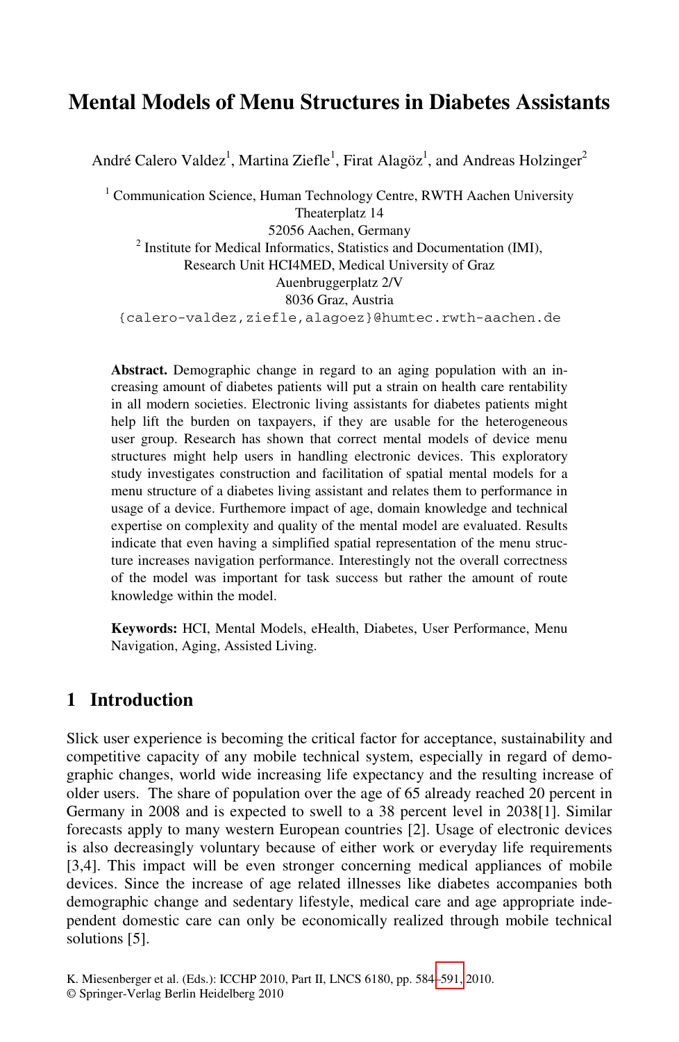# Mental Models of Menu Structures in Diabetes Assistants

André Calero Valdez[1], Martina Ziefle[1], Firat Alagöz[1], and Andreas Holzinger[2]

[1] Communication Science, Human Technology Centre, RWTH Aachen University
Theaterplatz 14
52056 Aachen, Germany

[2] Institute for Medical Informatics, Statistics and Documentation (IMI),
Research Unit HCI4MED, Medical University of Graz
Auenbruggerplatz 2/V
8036 Graz, Austria

{calero-valdez,ziefle,alagoez}@humtec.rwth-aachen.de

**Abstract.** Demographic change in regard to an aging population with an increasing amount of diabetes patients will put a strain on health care rentability in all modern societies. Electronic living assistants for diabetes patients might help lift the burden on taxpayers, if they are usable for the heterogeneous user group. Research has shown that correct mental models of device menu structures might help users in handling electronic devices. This exploratory study investigates construction and facilitation of spatial mental models for a menu structure of a diabetes living assistant and relates them to performance in usage of a device. Furthemore impact of age, domain knowledge and technical expertise on complexity and quality of the mental model are evaluated. Results indicate that even having a simplified spatial representation of the menu structure increases navigation performance. Interestingly not the overall correctness of the model was important for task success but rather the amount of route knowledge within the model.

**Keywords:** HCI, Mental Models, eHealth, Diabetes, User Performance, Menu Navigation, Aging, Assisted Living.

## 1 Introduction

Slick user experience is becoming the critical factor for acceptance, sustainability and competitive capacity of any mobile technical system, especially in regard of demographic changes, world wide increasing life expectancy and the resulting increase of older users. The share of population over the age of 65 already reached 20 percent in Germany in 2008 and is expected to swell to a 38 percent level in 2038[1]. Similar forecasts apply to many western European countries [2]. Usage of electronic devices is also decreasingly voluntary because of either work or everyday life requirements [3,4]. This impact will be even stronger concerning medical appliances of mobile devices. Since the increase of age related illnesses like diabetes accompanies both demographic change and sedentary lifestyle, medical care and age appropriate independent domestic care can only be economically realized through mobile technical solutions [5].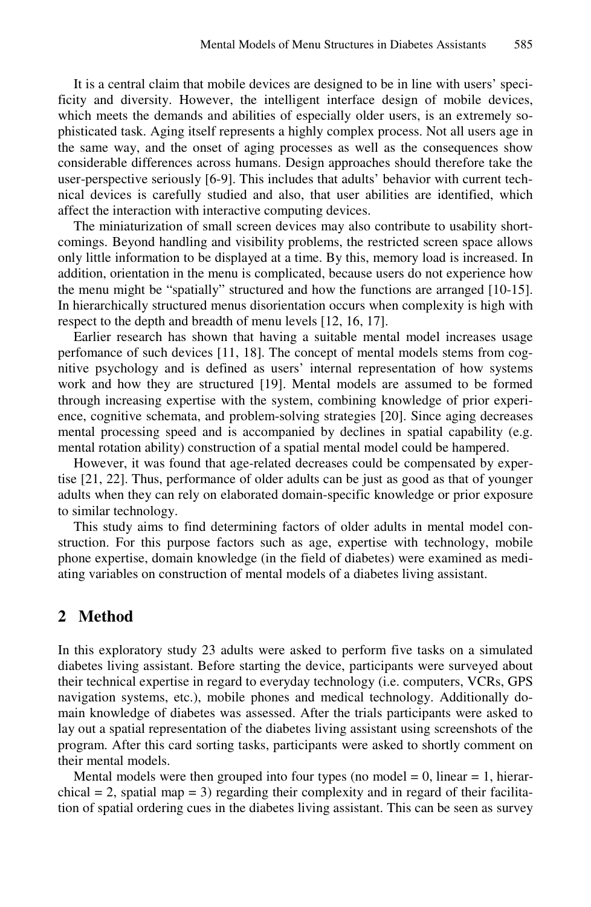It is a central claim that mobile devices are designed to be in line with users' specificity and diversity. However, the intelligent interface design of mobile devices, which meets the demands and abilities of especially older users, is an extremely sophisticated task. Aging itself represents a highly complex process. Not all users age in the same way, and the onset of aging processes as well as the consequences show considerable differences across humans. Design approaches should therefore take the user-perspective seriously [6-9]. This includes that adults' behavior with current technical devices is carefully studied and also, that user abilities are identified, which affect the interaction with interactive computing devices.

The miniaturization of small screen devices may also contribute to usability shortcomings. Beyond handling and visibility problems, the restricted screen space allows only little information to be displayed at a time. By this, memory load is increased. In addition, orientation in the menu is complicated, because users do not experience how the menu might be "spatially" structured and how the functions are arranged [10-15]. In hierarchically structured menus disorientation occurs when complexity is high with respect to the depth and breadth of menu levels [12, 16, 17].

Earlier research has shown that having a suitable mental model increases usage perfomance of such devices [11, 18]. The concept of mental models stems from cognitive psychology and is defined as users' internal representation of how systems work and how they are structured [19]. Mental models are assumed to be formed through increasing expertise with the system, combining knowledge of prior experience, cognitive schemata, and problem-solving strategies [20]. Since aging decreases mental processing speed and is accompanied by declines in spatial capability (e.g. mental rotation ability) construction of a spatial mental model could be hampered.

However, it was found that age-related decreases could be compensated by expertise [21, 22]. Thus, performance of older adults can be just as good as that of younger adults when they can rely on elaborated domain-specific knowledge or prior exposure to similar technology.

This study aims to find determining factors of older adults in mental model construction. For this purpose factors such as age, expertise with technology, mobile phone expertise, domain knowledge (in the field of diabetes) were examined as mediating variables on construction of mental models of a diabetes living assistant.

## 2 Method

In this exploratory study 23 adults were asked to perform five tasks on a simulated diabetes living assistant. Before starting the device, participants were surveyed about their technical expertise in regard to everyday technology (i.e. computers, VCRs, GPS navigation systems, etc.), mobile phones and medical technology. Additionally domain knowledge of diabetes was assessed. After the trials participants were asked to lay out a spatial representation of the diabetes living assistant using screenshots of the program. After this card sorting tasks, participants were asked to shortly comment on their mental models.

Mental models were then grouped into four types (no model = 0, linear = 1, hierarchical = 2, spatial map = 3) regarding their complexity and in regard of their facilitation of spatial ordering cues in the diabetes living assistant. This can be seen as survey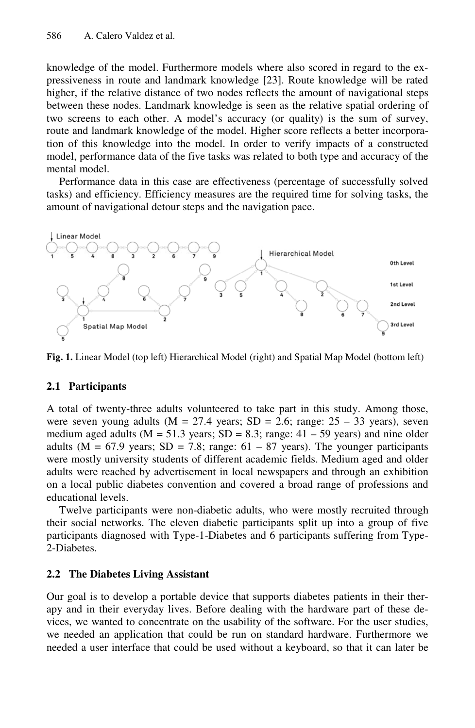knowledge of the model. Furthermore models where also scored in regard to the expressiveness in route and landmark knowledge [23]. Route knowledge will be rated higher, if the relative distance of two nodes reflects the amount of navigational steps between these nodes. Landmark knowledge is seen as the relative spatial ordering of two screens to each other. A model's accuracy (or quality) is the sum of survey, route and landmark knowledge of the model. Higher score reflects a better incorporation of this knowledge into the model. In order to verify impacts of a constructed model, performance data of the five tasks was related to both type and accuracy of the mental model.

Performance data in this case are effectiveness (percentage of successfully solved tasks) and efficiency. Efficiency measures are the required time for solving tasks, the amount of navigational detour steps and the navigation pace.

**Fig. 1.** Linear Model (top left) Hierarchical Model (right) and Spatial Map Model (bottom left)

### 2.1 Participants

A total of twenty-three adults volunteered to take part in this study. Among those, were seven young adults (M = 27.4 years; SD = 2.6; range: 25 – 33 years), seven medium aged adults (M = 51.3 years; SD = 8.3; range: 41 – 59 years) and nine older adults (M = 67.9 years; SD = 7.8; range: 61 – 87 years). The younger participants were mostly university students of different academic fields. Medium aged and older adults were reached by advertisement in local newspapers and through an exhibition on a local public diabetes convention and covered a broad range of professions and educational levels.

Twelve participants were non-diabetic adults, who were mostly recruited through their social networks. The eleven diabetic participants split up into a group of five participants diagnosed with Type-1-Diabetes and 6 participants suffering from Type-2-Diabetes.

### 2.2 The Diabetes Living Assistant

Our goal is to develop a portable device that supports diabetes patients in their therapy and in their everyday lives. Before dealing with the hardware part of these devices, we wanted to concentrate on the usability of the software. For the user studies, we needed an application that could be run on standard hardware. Furthermore we needed a user interface that could be used without a keyboard, so that it can later be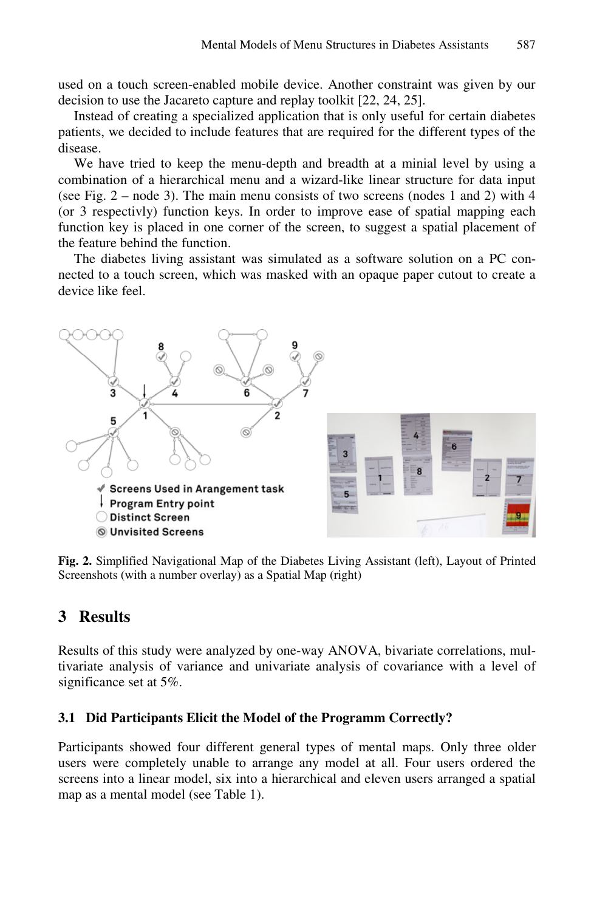used on a touch screen-enabled mobile device. Another constraint was given by our decision to use the Jacareto capture and replay toolkit [22, 24, 25].

Instead of creating a specialized application that is only useful for certain diabetes patients, we decided to include features that are required for the different types of the disease.

We have tried to keep the menu-depth and breadth at a minial level by using a combination of a hierarchical menu and a wizard-like linear structure for data input (see Fig. 2 – node 3). The main menu consists of two screens (nodes 1 and 2) with 4 (or 3 respectivly) function keys. In order to improve ease of spatial mapping each function key is placed in one corner of the screen, to suggest a spatial placement of the feature behind the function.

The diabetes living assistant was simulated as a software solution on a PC connected to a touch screen, which was masked with an opaque paper cutout to create a device like feel.

**Fig. 2.** Simplified Navigational Map of the Diabetes Living Assistant (left), Layout of Printed Screenshots (with a number overlay) as a Spatial Map (right)

## 3 Results

Results of this study were analyzed by one-way ANOVA, bivariate correlations, multivariate analysis of variance and univariate analysis of covariance with a level of significance set at 5%.

### 3.1 Did Participants Elicit the Model of the Programm Correctly?

Participants showed four different general types of mental maps. Only three older users were completely unable to arrange any model at all. Four users ordered the screens into a linear model, six into a hierarchical and eleven users arranged a spatial map as a mental model (see Table 1).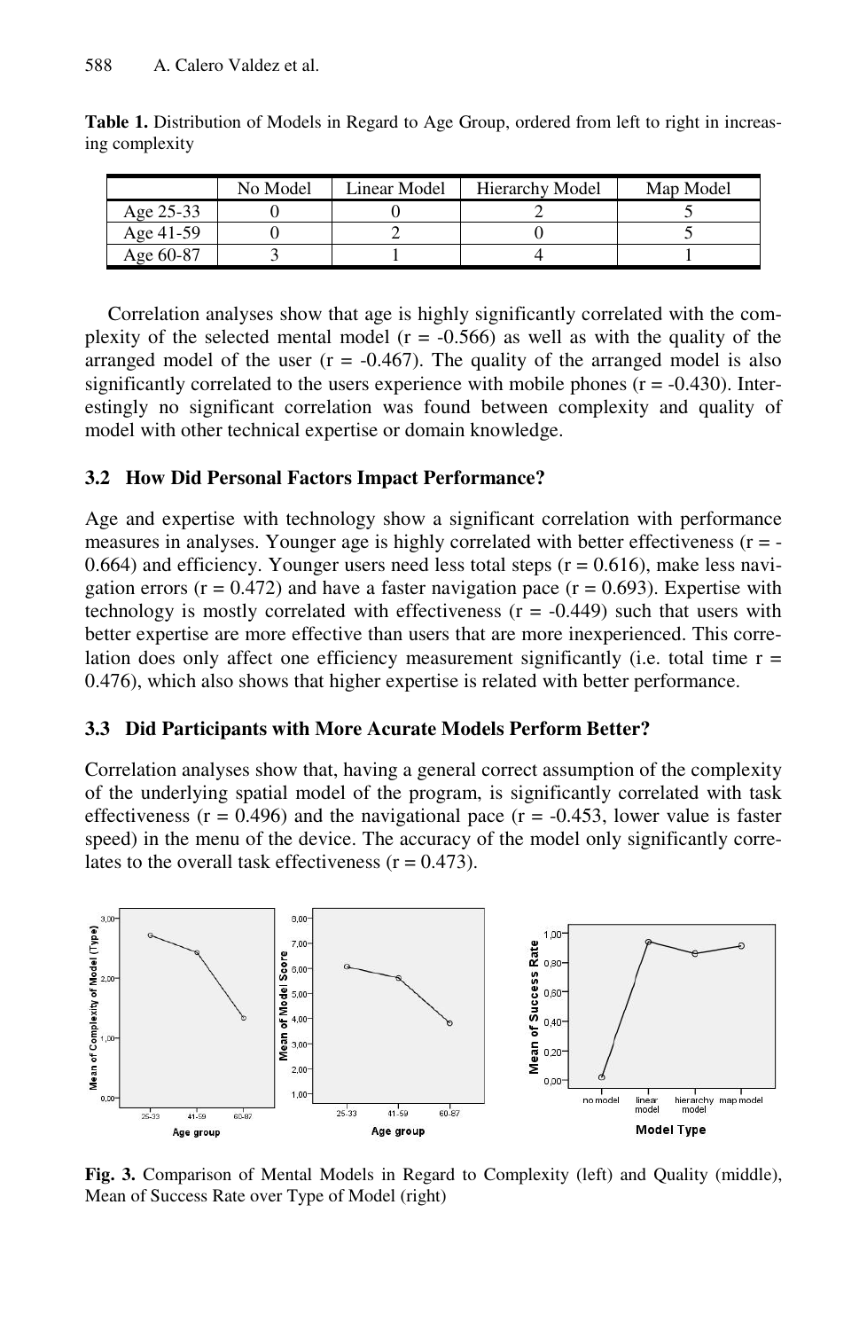**Table 1.** Distribution of Models in Regard to Age Group, ordered from left to right in increasing complexity

| | No Model | Linear Model | Hierarchy Model | Map Model |
|---|---|---|---|---|
| Age 25-33 | 0 | 0 | 2 | 5 |
| Age 41-59 | 0 | 2 | 0 | 5 |
| Age 60-87 | 3 | 1 | 4 | 1 |

Correlation analyses show that age is highly significantly correlated with the complexity of the selected mental model ($r = -0.566$) as well as with the quality of the arranged model of the user ($r = -0.467$). The quality of the arranged model is also significantly correlated to the users experience with mobile phones ($r = -0.430$). Interestingly no significant correlation was found between complexity and quality of model with other technical expertise or domain knowledge.

### 3.2 How Did Personal Factors Impact Performance?

Age and expertise with technology show a significant correlation with performance measures in analyses. Younger age is highly correlated with better effectiveness ($r = -0.664$) and efficiency. Younger users need less total steps ($r = 0.616$), make less navigation errors ($r = 0.472$) and have a faster navigation pace ($r = 0.693$). Expertise with technology is mostly correlated with effectiveness ($r = -0.449$) such that users with better expertise are more effective than users that are more inexperienced. This correlation does only affect one efficiency measurement significantly (i.e. total time $r = 0.476$), which also shows that higher expertise is related with better performance.

### 3.3 Did Participants with More Acurate Models Perform Better?

Correlation analyses show that, having a general correct assumption of the complexity of the underlying spatial model of the program, is significantly correlated with task effectiveness ($r = 0.496$) and the navigational pace ($r = -0.453$, lower value is faster speed) in the menu of the device. The accuracy of the model only significantly correlates to the overall task effectiveness ($r = 0.473$).

**Fig. 3.** Comparison of Mental Models in Regard to Complexity (left) and Quality (middle), Mean of Success Rate over Type of Model (right)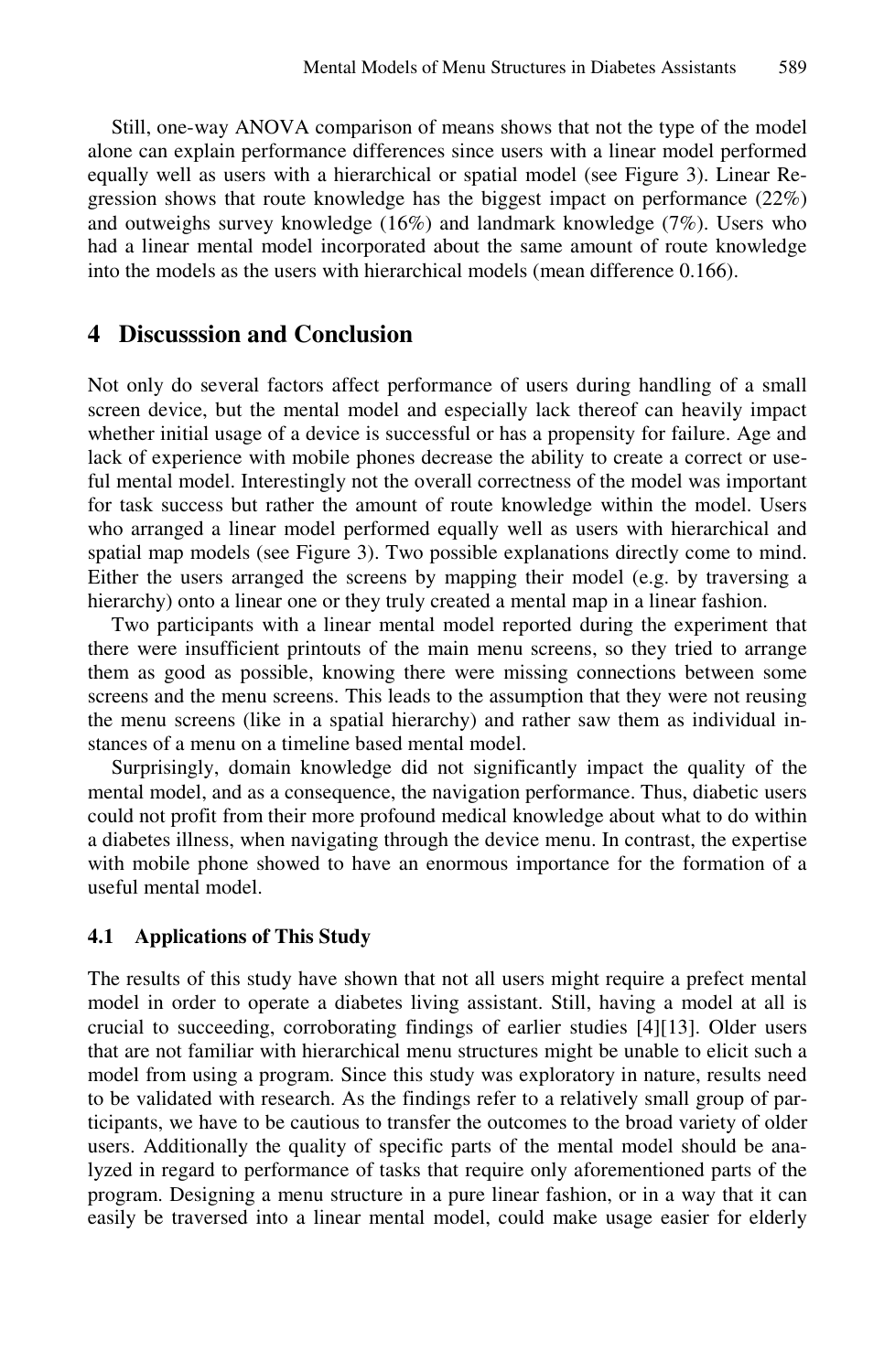Still, one-way ANOVA comparison of means shows that not the type of the model alone can explain performance differences since users with a linear model performed equally well as users with a hierarchical or spatial model (see Figure 3). Linear Regression shows that route knowledge has the biggest impact on performance (22%) and outweighs survey knowledge (16%) and landmark knowledge (7%). Users who had a linear mental model incorporated about the same amount of route knowledge into the models as the users with hierarchical models (mean difference 0.166).

## 4 Discusssion and Conclusion

Not only do several factors affect performance of users during handling of a small screen device, but the mental model and especially lack thereof can heavily impact whether initial usage of a device is successful or has a propensity for failure. Age and lack of experience with mobile phones decrease the ability to create a correct or useful mental model. Interestingly not the overall correctness of the model was important for task success but rather the amount of route knowledge within the model. Users who arranged a linear model performed equally well as users with hierarchical and spatial map models (see Figure 3). Two possible explanations directly come to mind. Either the users arranged the screens by mapping their model (e.g. by traversing a hierarchy) onto a linear one or they truly created a mental map in a linear fashion.

Two participants with a linear mental model reported during the experiment that there were insufficient printouts of the main menu screens, so they tried to arrange them as good as possible, knowing there were missing connections between some screens and the menu screens. This leads to the assumption that they were not reusing the menu screens (like in a spatial hierarchy) and rather saw them as individual instances of a menu on a timeline based mental model.

Surprisingly, domain knowledge did not significantly impact the quality of the mental model, and as a consequence, the navigation performance. Thus, diabetic users could not profit from their more profound medical knowledge about what to do within a diabetes illness, when navigating through the device menu. In contrast, the expertise with mobile phone showed to have an enormous importance for the formation of a useful mental model.

### 4.1 Applications of This Study

The results of this study have shown that not all users might require a prefect mental model in order to operate a diabetes living assistant. Still, having a model at all is crucial to succeeding, corroborating findings of earlier studies [4][13]. Older users that are not familiar with hierarchical menu structures might be unable to elicit such a model from using a program. Since this study was exploratory in nature, results need to be validated with research. As the findings refer to a relatively small group of participants, we have to be cautious to transfer the outcomes to the broad variety of older users. Additionally the quality of specific parts of the mental model should be analyzed in regard to performance of tasks that require only aforementioned parts of the program. Designing a menu structure in a pure linear fashion, or in a way that it can easily be traversed into a linear mental model, could make usage easier for elderly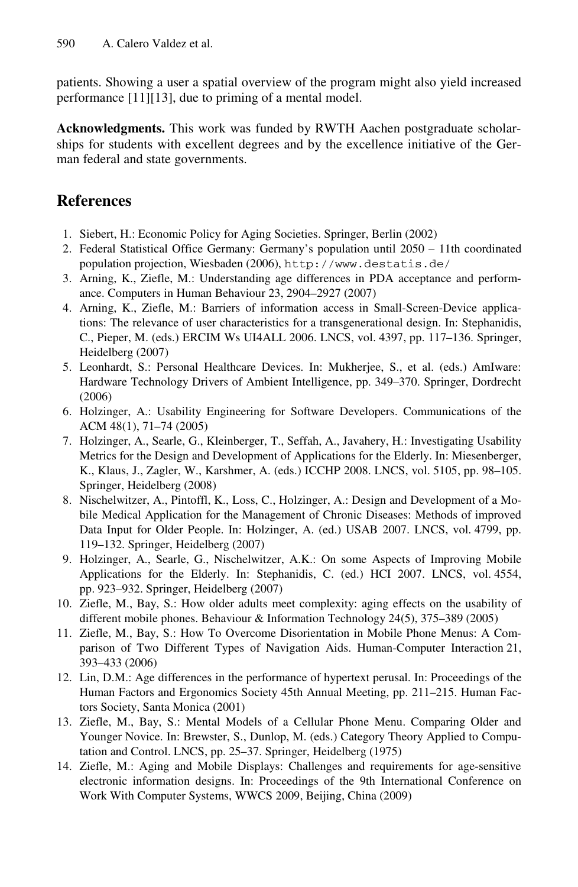patients. Showing a user a spatial overview of the program might also yield increased performance [11][13], due to priming of a mental model.

**Acknowledgments.** This work was funded by RWTH Aachen postgraduate scholarships for students with excellent degrees and by the excellence initiative of the German federal and state governments.

## References

1. Siebert, H.: Economic Policy for Aging Societies. Springer, Berlin (2002)
2. Federal Statistical Office Germany: Germany's population until 2050 – 11th coordinated population projection, Wiesbaden (2006), http://www.destatis.de/
3. Arning, K., Ziefle, M.: Understanding age differences in PDA acceptance and performance. Computers in Human Behaviour 23, 2904–2927 (2007)
4. Arning, K., Ziefle, M.: Barriers of information access in Small-Screen-Device applications: The relevance of user characteristics for a transgenerational design. In: Stephanidis, C., Pieper, M. (eds.) ERCIM Ws UI4ALL 2006. LNCS, vol. 4397, pp. 117–136. Springer, Heidelberg (2007)
5. Leonhardt, S.: Personal Healthcare Devices. In: Mukherjee, S., et al. (eds.) AmIware: Hardware Technology Drivers of Ambient Intelligence, pp. 349–370. Springer, Dordrecht (2006)
6. Holzinger, A.: Usability Engineering for Software Developers. Communications of the ACM 48(1), 71–74 (2005)
7. Holzinger, A., Searle, G., Kleinberger, T., Seffah, A., Javahery, H.: Investigating Usability Metrics for the Design and Development of Applications for the Elderly. In: Miesenberger, K., Klaus, J., Zagler, W., Karshmer, A. (eds.) ICCHP 2008. LNCS, vol. 5105, pp. 98–105. Springer, Heidelberg (2008)
8. Nischelwitzer, A., Pintoffl, K., Loss, C., Holzinger, A.: Design and Development of a Mobile Medical Application for the Management of Chronic Diseases: Methods of improved Data Input for Older People. In: Holzinger, A. (ed.) USAB 2007. LNCS, vol. 4799, pp. 119–132. Springer, Heidelberg (2007)
9. Holzinger, A., Searle, G., Nischelwitzer, A.K.: On some Aspects of Improving Mobile Applications for the Elderly. In: Stephanidis, C. (ed.) HCI 2007. LNCS, vol. 4554, pp. 923–932. Springer, Heidelberg (2007)
10. Ziefle, M., Bay, S.: How older adults meet complexity: aging effects on the usability of different mobile phones. Behaviour & Information Technology 24(5), 375–389 (2005)
11. Ziefle, M., Bay, S.: How To Overcome Disorientation in Mobile Phone Menus: A Comparison of Two Different Types of Navigation Aids. Human-Computer Interaction 21, 393–433 (2006)
12. Lin, D.M.: Age differences in the performance of hypertext perusal. In: Proceedings of the Human Factors and Ergonomics Society 45th Annual Meeting, pp. 211–215. Human Factors Society, Santa Monica (2001)
13. Ziefle, M., Bay, S.: Mental Models of a Cellular Phone Menu. Comparing Older and Younger Novice. In: Brewster, S., Dunlop, M. (eds.) Category Theory Applied to Computation and Control. LNCS, pp. 25–37. Springer, Heidelberg (1975)
14. Ziefle, M.: Aging and Mobile Displays: Challenges and requirements for age-sensitive electronic information designs. In: Proceedings of the 9th International Conference on Work With Computer Systems, WWCS 2009, Beijing, China (2009)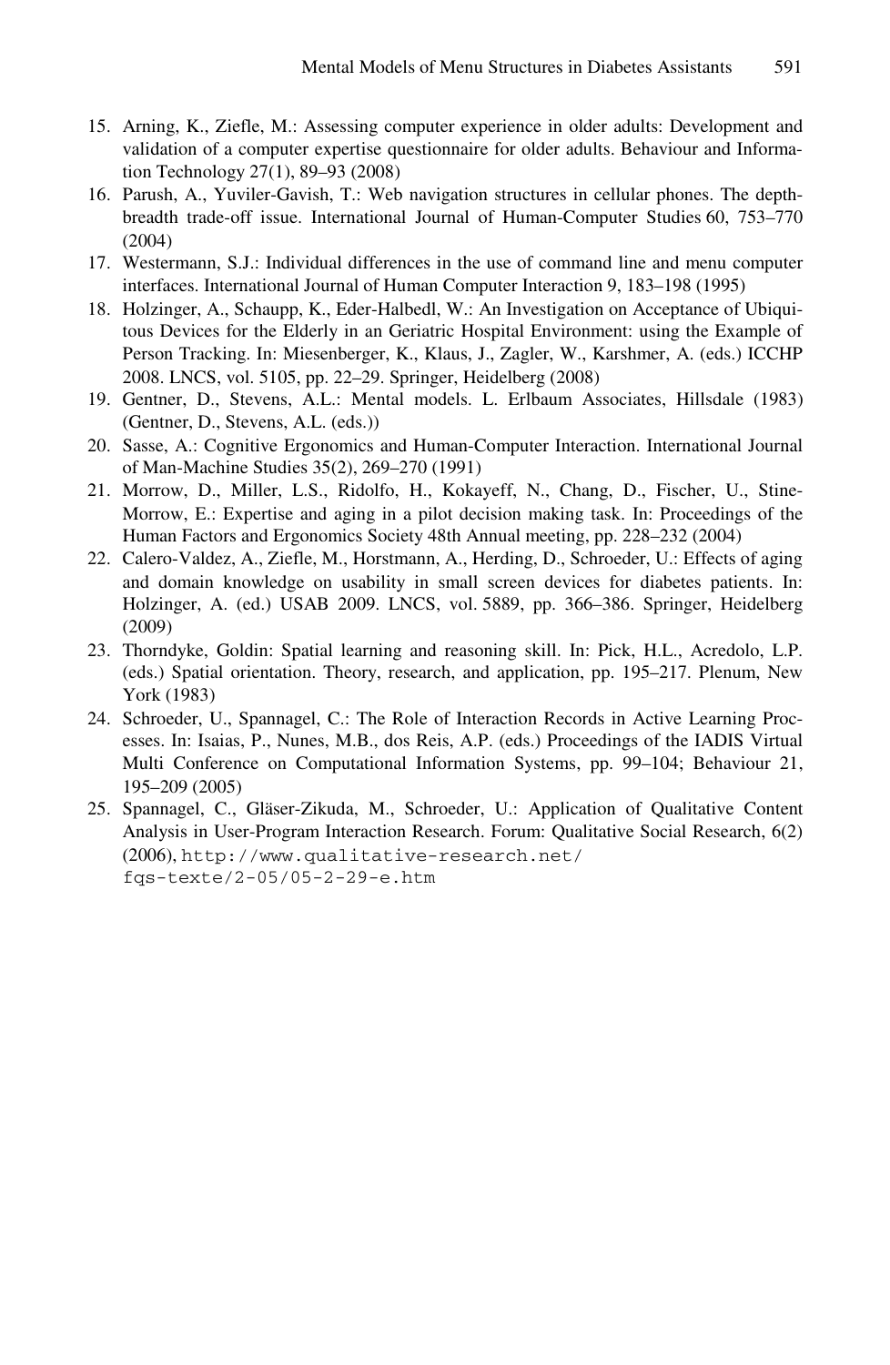15. Arning, K., Ziefle, M.: Assessing computer experience in older adults: Development and validation of a computer expertise questionnaire for older adults. Behaviour and Information Technology 27(1), 89–93 (2008)
16. Parush, A., Yuviler-Gavish, T.: Web navigation structures in cellular phones. The depth-breadth trade-off issue. International Journal of Human-Computer Studies 60, 753–770 (2004)
17. Westermann, S.J.: Individual differences in the use of command line and menu computer interfaces. International Journal of Human Computer Interaction 9, 183–198 (1995)
18. Holzinger, A., Schaupp, K., Eder-Halbedl, W.: An Investigation on Acceptance of Ubiquitous Devices for the Elderly in an Geriatric Hospital Environment: using the Example of Person Tracking. In: Miesenberger, K., Klaus, J., Zagler, W., Karshmer, A. (eds.) ICCHP 2008. LNCS, vol. 5105, pp. 22–29. Springer, Heidelberg (2008)
19. Gentner, D., Stevens, A.L.: Mental models. L. Erlbaum Associates, Hillsdale (1983) (Gentner, D., Stevens, A.L. (eds.))
20. Sasse, A.: Cognitive Ergonomics and Human-Computer Interaction. International Journal of Man-Machine Studies 35(2), 269–270 (1991)
21. Morrow, D., Miller, L.S., Ridolfo, H., Kokayeff, N., Chang, D., Fischer, U., Stine-Morrow, E.: Expertise and aging in a pilot decision making task. In: Proceedings of the Human Factors and Ergonomics Society 48th Annual meeting, pp. 228–232 (2004)
22. Calero-Valdez, A., Ziefle, M., Horstmann, A., Herding, D., Schroeder, U.: Effects of aging and domain knowledge on usability in small screen devices for diabetes patients. In: Holzinger, A. (ed.) USAB 2009. LNCS, vol. 5889, pp. 366–386. Springer, Heidelberg (2009)
23. Thorndyke, Goldin: Spatial learning and reasoning skill. In: Pick, H.L., Acredolo, L.P. (eds.) Spatial orientation. Theory, research, and application, pp. 195–217. Plenum, New York (1983)
24. Schroeder, U., Spannagel, C.: The Role of Interaction Records in Active Learning Processes. In: Isaias, P., Nunes, M.B., dos Reis, A.P. (eds.) Proceedings of the IADIS Virtual Multi Conference on Computational Information Systems, pp. 99–104; Behaviour 21, 195–209 (2005)
25. Spannagel, C., Gläser-Zikuda, M., Schroeder, U.: Application of Qualitative Content Analysis in User-Program Interaction Research. Forum: Qualitative Social Research, 6(2) (2006), http://www.qualitative-research.net/fqs-texte/2-05/05-2-29-e.htm